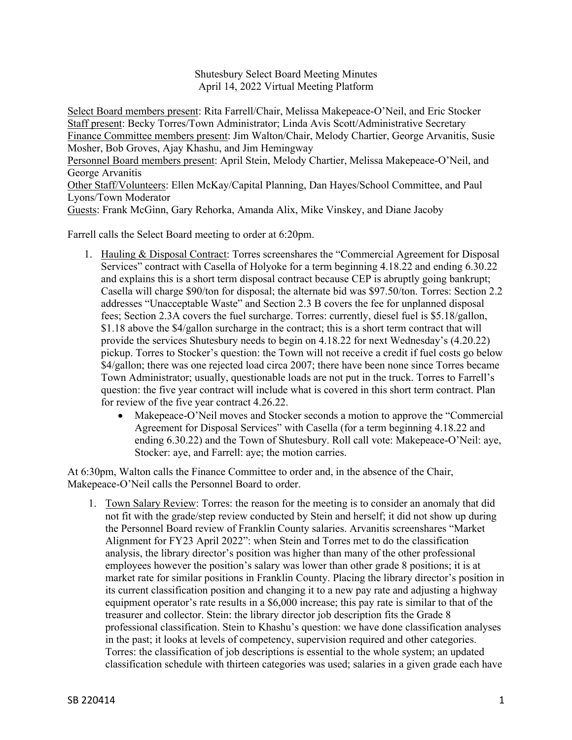Shutesbury Select Board Meeting Minutes
April 14, 2022 Virtual Meeting Platform

Select Board members present: Rita Farrell/Chair, Melissa Makepeace-O'Neil, and Eric Stocker
Staff present: Becky Torres/Town Administrator; Linda Avis Scott/Administrative Secretary
Finance Committee members present: Jim Walton/Chair, Melody Chartier, George Arvanitis, Susie Mosher, Bob Groves, Ajay Khashu, and Jim Hemingway
Personnel Board members present: April Stein, Melody Chartier, Melissa Makepeace-O'Neil, and George Arvanitis
Other Staff/Volunteers: Ellen McKay/Capital Planning, Dan Hayes/School Committee, and Paul Lyons/Town Moderator
Guests: Frank McGinn, Gary Rehorka, Amanda Alix, Mike Vinskey, and Diane Jacoby

Farrell calls the Select Board meeting to order at 6:20pm.

1. Hauling & Disposal Contract: Torres screenshares the "Commercial Agreement for Disposal Services" contract with Casella of Holyoke for a term beginning 4.18.22 and ending 6.30.22 and explains this is a short term disposal contract because CEP is abruptly going bankrupt; Casella will charge $90/ton for disposal; the alternate bid was $97.50/ton. Torres: Section 2.2 addresses "Unacceptable Waste" and Section 2.3 B covers the fee for unplanned disposal fees; Section 2.3A covers the fuel surcharge. Torres: currently, diesel fuel is $5.18/gallon, $1.18 above the $4/gallon surcharge in the contract; this is a short term contract that will provide the services Shutesbury needs to begin on 4.18.22 for next Wednesday's (4.20.22) pickup. Torres to Stocker's question: the Town will not receive a credit if fuel costs go below $4/gallon; there was one rejected load circa 2007; there have been none since Torres became Town Administrator; usually, questionable loads are not put in the truck. Torres to Farrell's question: the five year contract will include what is covered in this short term contract. Plan for review of the five year contract 4.26.22.
   - Makepeace-O'Neil moves and Stocker seconds a motion to approve the "Commercial Agreement for Disposal Services" with Casella (for a term beginning 4.18.22 and ending 6.30.22) and the Town of Shutesbury. Roll call vote: Makepeace-O'Neil: aye, Stocker: aye, and Farrell: aye; the motion carries.

At 6:30pm, Walton calls the Finance Committee to order and, in the absence of the Chair, Makepeace-O'Neil calls the Personnel Board to order.

1. Town Salary Review: Torres: the reason for the meeting is to consider an anomaly that did not fit with the grade/step review conducted by Stein and herself; it did not show up during the Personnel Board review of Franklin County salaries. Arvanitis screenshares "Market Alignment for FY23 April 2022": when Stein and Torres met to do the classification analysis, the library director's position was higher than many of the other professional employees however the position's salary was lower than other grade 8 positions; it is at market rate for similar positions in Franklin County. Placing the library director's position in its current classification position and changing it to a new pay rate and adjusting a highway equipment operator's rate results in a $6,000 increase; this pay rate is similar to that of the treasurer and collector. Stein: the library director job description fits the Grade 8 professional classification. Stein to Khashu's question: we have done classification analyses in the past; it looks at levels of competency, supervision required and other categories. Torres: the classification of job descriptions is essential to the whole system; an updated classification schedule with thirteen categories was used; salaries in a given grade each have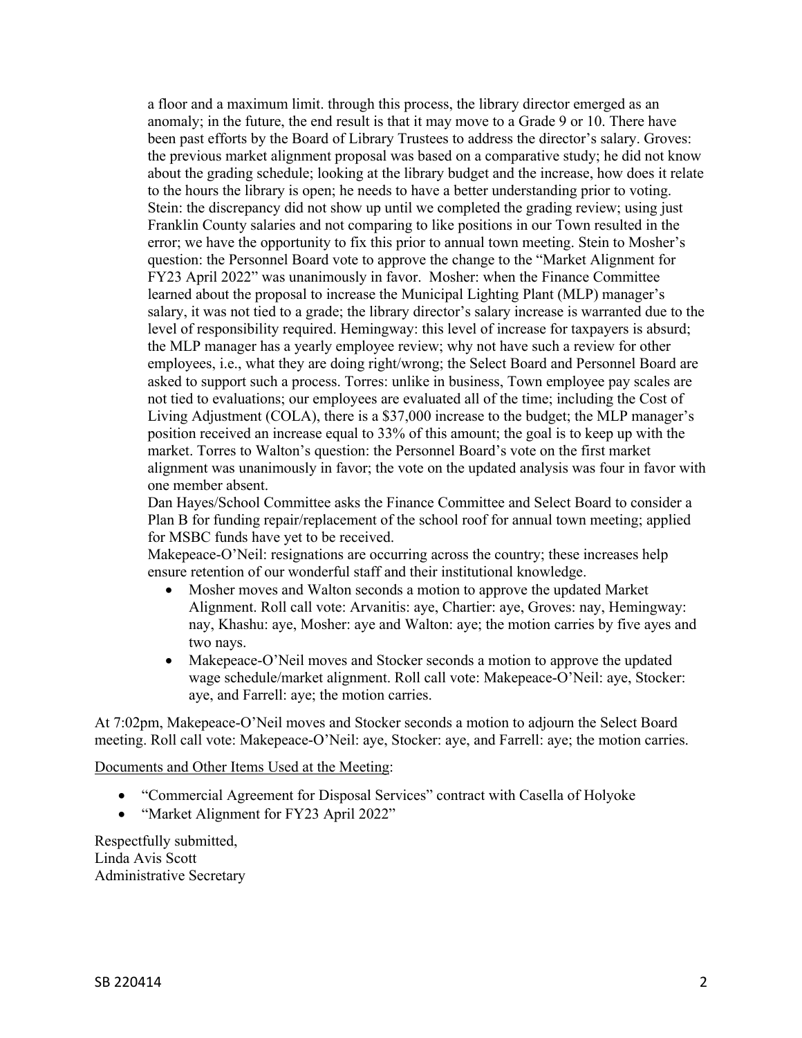a floor and a maximum limit. through this process, the library director emerged as an anomaly; in the future, the end result is that it may move to a Grade 9 or 10. There have been past efforts by the Board of Library Trustees to address the director's salary. Groves: the previous market alignment proposal was based on a comparative study; he did not know about the grading schedule; looking at the library budget and the increase, how does it relate to the hours the library is open; he needs to have a better understanding prior to voting. Stein: the discrepancy did not show up until we completed the grading review; using just Franklin County salaries and not comparing to like positions in our Town resulted in the error; we have the opportunity to fix this prior to annual town meeting. Stein to Mosher's question: the Personnel Board vote to approve the change to the "Market Alignment for FY23 April 2022" was unanimously in favor. Mosher: when the Finance Committee learned about the proposal to increase the Municipal Lighting Plant (MLP) manager's salary, it was not tied to a grade; the library director's salary increase is warranted due to the level of responsibility required. Hemingway: this level of increase for taxpayers is absurd; the MLP manager has a yearly employee review; why not have such a review for other employees, i.e., what they are doing right/wrong; the Select Board and Personnel Board are asked to support such a process. Torres: unlike in business, Town employee pay scales are not tied to evaluations; our employees are evaluated all of the time; including the Cost of Living Adjustment (COLA), there is a $37,000 increase to the budget; the MLP manager's position received an increase equal to 33% of this amount; the goal is to keep up with the market. Torres to Walton's question: the Personnel Board's vote on the first market alignment was unanimously in favor; the vote on the updated analysis was four in favor with one member absent.

Dan Hayes/School Committee asks the Finance Committee and Select Board to consider a Plan B for funding repair/replacement of the school roof for annual town meeting; applied for MSBC funds have yet to be received.

Makepeace-O'Neil: resignations are occurring across the country; these increases help ensure retention of our wonderful staff and their institutional knowledge.

- Mosher moves and Walton seconds a motion to approve the updated Market Alignment. Roll call vote: Arvanitis: aye, Chartier: aye, Groves: nay, Hemingway: nay, Khashu: aye, Mosher: aye and Walton: aye; the motion carries by five ayes and two nays.
- Makepeace-O'Neil moves and Stocker seconds a motion to approve the updated wage schedule/market alignment. Roll call vote: Makepeace-O'Neil: aye, Stocker: aye, and Farrell: aye; the motion carries.

At 7:02pm, Makepeace-O'Neil moves and Stocker seconds a motion to adjourn the Select Board meeting. Roll call vote: Makepeace-O'Neil: aye, Stocker: aye, and Farrell: aye; the motion carries.

Documents and Other Items Used at the Meeting:

- "Commercial Agreement for Disposal Services" contract with Casella of Holyoke
- "Market Alignment for FY23 April 2022"

Respectfully submitted,
Linda Avis Scott
Administrative Secretary